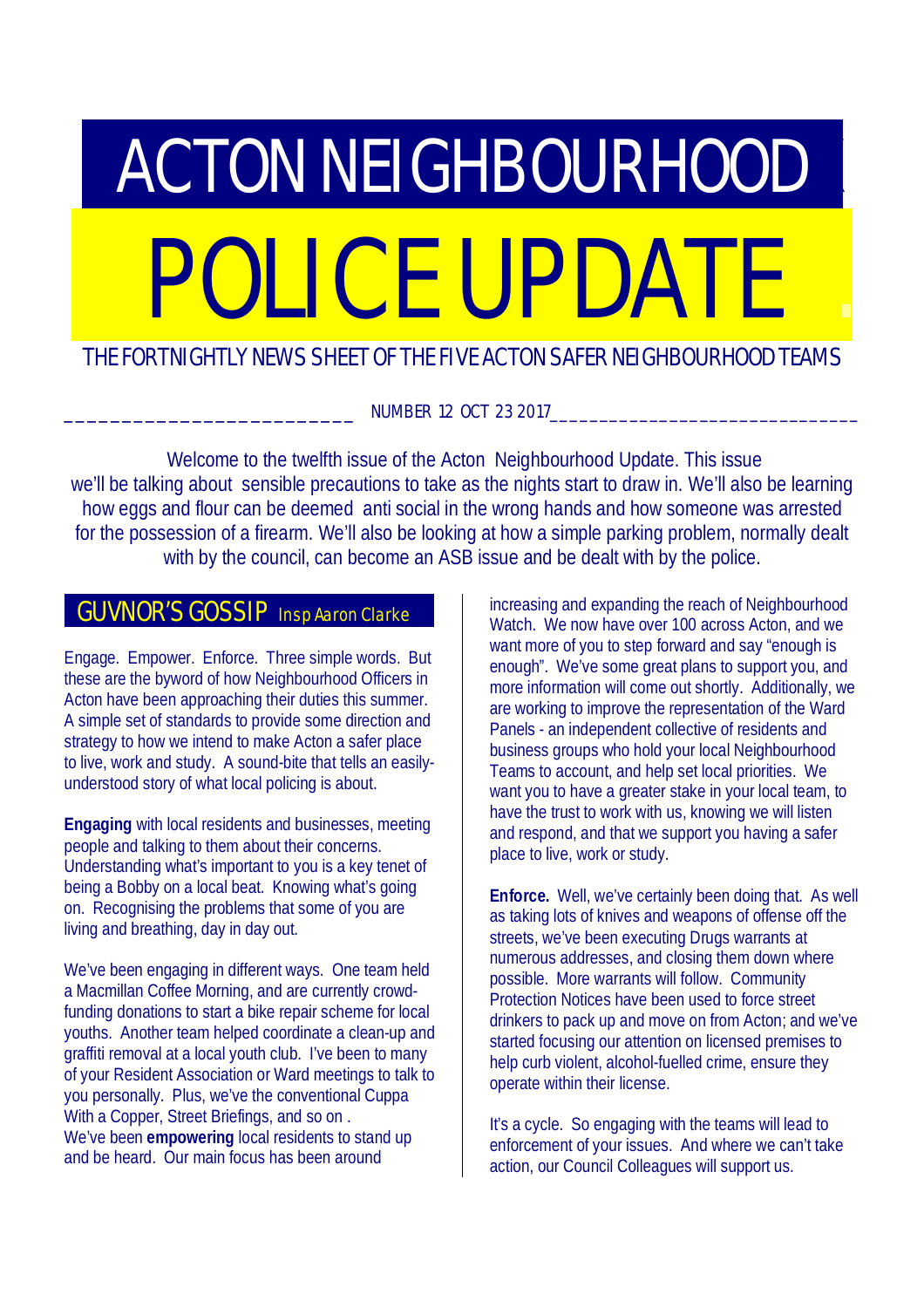# ACTON NEIGHBOURHOOD

# POLICE UPDATE

THE FORTNIGHTLY NEWS SHEET OF THE FIVE ACTON SAFER NEIGHBOURHOOD TEAMS

NUMBER 12 OCT 23 2017

Welcome to the twelfth issue of the Acton Neighbourhood Update. This issue we'll be talking about sensible precautions to take as the nights start to draw in. We'll also be learning how eggs and flour can be deemed anti social in the wrong hands and how someone was arrested for the possession of a firearm. We'll also be looking at how a simple parking problem, normally dealt with by the council, can become an ASB issue and be dealt with by the police.

## GUVNOR'S GOSSIP Insp Aaron Clarke

Engage. Empower. Enforce. Three simple words. But these are the byword of how Neighbourhood Officers in Acton have been approaching their duties this summer. A simple set of standards to provide some direction and strategy to how we intend to make Acton a safer place to live, work and study. A sound-bite that tells an easily-understood story of what local policing is about.

**Engaging** with local residents and businesses, meeting people and talking to them about their concerns. Understanding what's important to you is a key tenet of being a Bobby on a local beat. Knowing what's going on. Recognising the problems that some of you are living and breathing, day in day out.

We've been engaging in different ways. One team held a Macmillan Coffee Morning, and are currently crowd-funding donations to start a bike repair scheme for local youths. Another team helped coordinate a clean-up and graffiti removal at a local youth club. I've been to many of your Resident Association or Ward meetings to talk to you personally. Plus, we've the conventional Cuppa With a Copper, Street Briefings, and so on .

We've been **empowering** local residents to stand up and be heard. Our main focus has been around increasing and expanding the reach of Neighbourhood Watch. We now have over 100 across Acton, and we want more of you to step forward and say "enough is enough". We've some great plans to support you, and more information will come out shortly. Additionally, we are working to improve the representation of the Ward Panels - an independent collective of residents and business groups who hold your local Neighbourhood Teams to account, and help set local priorities. We want you to have a greater stake in your local team, to have the trust to work with us, knowing we will listen and respond, and that we support you having a safer place to live, work or study.

**Enforce.** Well, we've certainly been doing that. As well as taking lots of knives and weapons of offense off the streets, we've been executing Drugs warrants at numerous addresses, and closing them down where possible. More warrants will follow. Community Protection Notices have been used to force street drinkers to pack up and move on from Acton; and we've started focusing our attention on licensed premises to help curb violent, alcohol-fuelled crime, ensure they operate within their license.

It's a cycle. So engaging with the teams will lead to enforcement of your issues. And where we can't take action, our Council Colleagues will support us.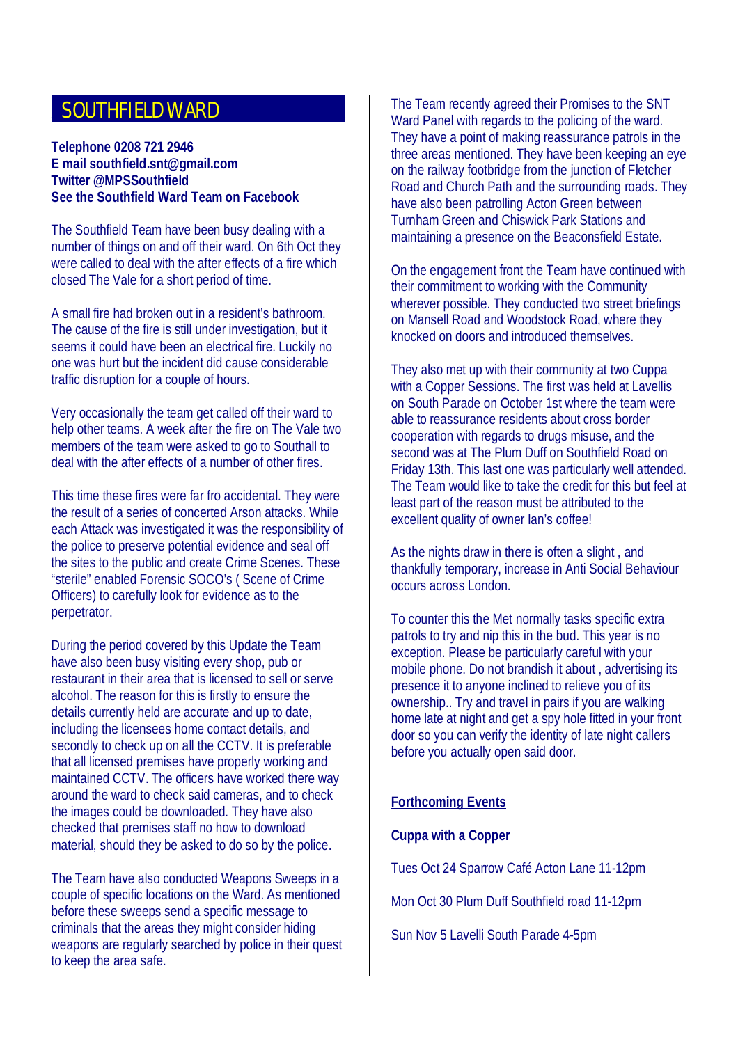# SOUTHFIELD WARD

**Telephone 0208 721 2946**
**E mail southfield.snt@gmail.com**
**Twitter @MPSSouthfield**
**See the Southfield Ward Team on Facebook**

The Southfield Team have been busy dealing with a number of things on and off their ward. On 6th Oct they were called to deal with the after effects of a fire which closed The Vale for a short period of time.

A small fire had broken out in a resident's bathroom. The cause of the fire is still under investigation, but it seems it could have been an electrical fire. Luckily no one was hurt but the incident did cause considerable traffic disruption for a couple of hours.

Very occasionally the team get called off their ward to help other teams. A week after the fire on The Vale two members of the team were asked to go to Southall to deal with the after effects of a number of other fires.

This time these fires were far fro accidental. They were the result of a series of concerted Arson attacks. While each Attack was investigated it was the responsibility of the police to preserve potential evidence and seal off the sites to the public and create Crime Scenes. These "sterile" enabled Forensic SOCO's ( Scene of Crime Officers) to carefully look for evidence as to the perpetrator.

During the period covered by this Update the Team have also been busy visiting every shop, pub or restaurant in their area that is licensed to sell or serve alcohol. The reason for this is firstly to ensure the details currently held are accurate and up to date, including the licensees home contact details, and secondly to check up on all the CCTV. It is preferable that all licensed premises have properly working and maintained CCTV. The officers have worked there way around the ward to check said cameras, and to check the images could be downloaded. They have also checked that premises staff no how to download material, should they be asked to do so by the police.

The Team have also conducted Weapons Sweeps in a couple of specific locations on the Ward. As mentioned before these sweeps send a specific message to criminals that the areas they might consider hiding weapons are regularly searched by police in their quest to keep the area safe.

The Team recently agreed their Promises to the SNT Ward Panel with regards to the policing of the ward. They have a point of making reassurance patrols in the three areas mentioned. They have been keeping an eye on the railway footbridge from the junction of Fletcher Road and Church Path and the surrounding roads. They have also been patrolling Acton Green between Turnham Green and Chiswick Park Stations and maintaining a presence on the Beaconsfield Estate.

On the engagement front the Team have continued with their commitment to working with the Community wherever possible. They conducted two street briefings on Mansell Road and Woodstock Road, where they knocked on doors and introduced themselves.

They also met up with their community at two Cuppa with a Copper Sessions. The first was held at Lavellis on South Parade on October 1st where the team were able to reassurance residents about cross border cooperation with regards to drugs misuse, and the second was at The Plum Duff on Southfield Road on Friday 13th. This last one was particularly well attended. The Team would like to take the credit for this but feel at least part of the reason must be attributed to the excellent quality of owner Ian's coffee!

As the nights draw in there is often a slight , and thankfully temporary, increase in Anti Social Behaviour occurs across London.

To counter this the Met normally tasks specific extra patrols to try and nip this in the bud. This year is no exception. Please be particularly careful with your mobile phone. Do not brandish it about , advertising its presence it to anyone inclined to relieve you of its ownership.. Try and travel in pairs if you are walking home late at night and get a spy hole fitted in your front door so you can verify the identity of late night callers before you actually open said door.

**<u>Forthcoming Events</u>**

**Cuppa with a Copper**

Tues Oct 24 Sparrow Café Acton Lane 11-12pm

Mon Oct 30 Plum Duff Southfield road 11-12pm

Sun Nov 5 Lavelli South Parade 4-5pm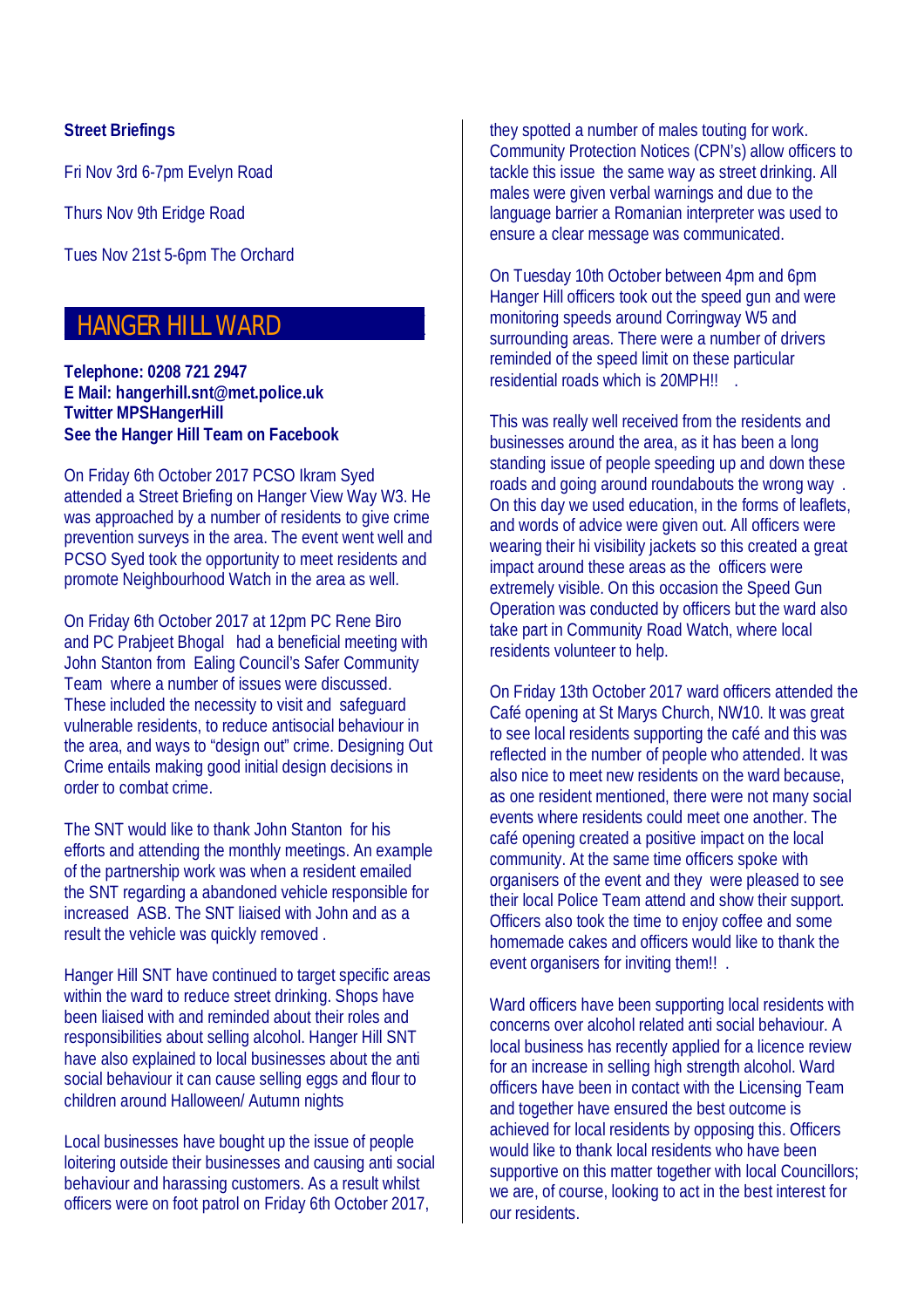**Street Briefings**

Fri Nov 3rd 6-7pm Evelyn Road

Thurs Nov 9th Eridge Road

Tues Nov 21st 5-6pm The Orchard

## HANGER HILL WARD

**Telephone: 0208 721 2947**
**E Mail: hangerhill.snt@met.police.uk**
**Twitter MPSHangerHill**
**See the Hanger Hill Team on Facebook**

On Friday 6th October 2017 PCSO Ikram Syed attended a Street Briefing on Hanger View Way W3. He was approached by a number of residents to give crime prevention surveys in the area. The event went well and PCSO Syed took the opportunity to meet residents and promote Neighbourhood Watch in the area as well.

On Friday 6th October 2017 at 12pm PC Rene Biro and PC Prabjeet Bhogal had a beneficial meeting with John Stanton from Ealing Council's Safer Community Team where a number of issues were discussed. These included the necessity to visit and safeguard vulnerable residents, to reduce antisocial behaviour in the area, and ways to "design out" crime. Designing Out Crime entails making good initial design decisions in order to combat crime.

The SNT would like to thank John Stanton for his efforts and attending the monthly meetings. An example of the partnership work was when a resident emailed the SNT regarding a abandoned vehicle responsible for increased ASB. The SNT liaised with John and as a result the vehicle was quickly removed .

Hanger Hill SNT have continued to target specific areas within the ward to reduce street drinking. Shops have been liaised with and reminded about their roles and responsibilities about selling alcohol. Hanger Hill SNT have also explained to local businesses about the anti social behaviour it can cause selling eggs and flour to children around Halloween/ Autumn nights

Local businesses have bought up the issue of people loitering outside their businesses and causing anti social behaviour and harassing customers. As a result whilst officers were on foot patrol on Friday 6th October 2017, they spotted a number of males touting for work. Community Protection Notices (CPN's) allow officers to tackle this issue the same way as street drinking. All males were given verbal warnings and due to the language barrier a Romanian interpreter was used to ensure a clear message was communicated.

On Tuesday 10th October between 4pm and 6pm Hanger Hill officers took out the speed gun and were monitoring speeds around Corringway W5 and surrounding areas. There were a number of drivers reminded of the speed limit on these particular residential roads which is 20MPH!! .

This was really well received from the residents and businesses around the area, as it has been a long standing issue of people speeding up and down these roads and going around roundabouts the wrong way . On this day we used education, in the forms of leaflets, and words of advice were given out. All officers were wearing their hi visibility jackets so this created a great impact around these areas as the officers were extremely visible. On this occasion the Speed Gun Operation was conducted by officers but the ward also take part in Community Road Watch, where local residents volunteer to help.

On Friday 13th October 2017 ward officers attended the Café opening at St Marys Church, NW10. It was great to see local residents supporting the café and this was reflected in the number of people who attended. It was also nice to meet new residents on the ward because, as one resident mentioned, there were not many social events where residents could meet one another. The café opening created a positive impact on the local community. At the same time officers spoke with organisers of the event and they were pleased to see their local Police Team attend and show their support. Officers also took the time to enjoy coffee and some homemade cakes and officers would like to thank the event organisers for inviting them!! .

Ward officers have been supporting local residents with concerns over alcohol related anti social behaviour. A local business has recently applied for a licence review for an increase in selling high strength alcohol. Ward officers have been in contact with the Licensing Team and together have ensured the best outcome is achieved for local residents by opposing this. Officers would like to thank local residents who have been supportive on this matter together with local Councillors; we are, of course, looking to act in the best interest for our residents.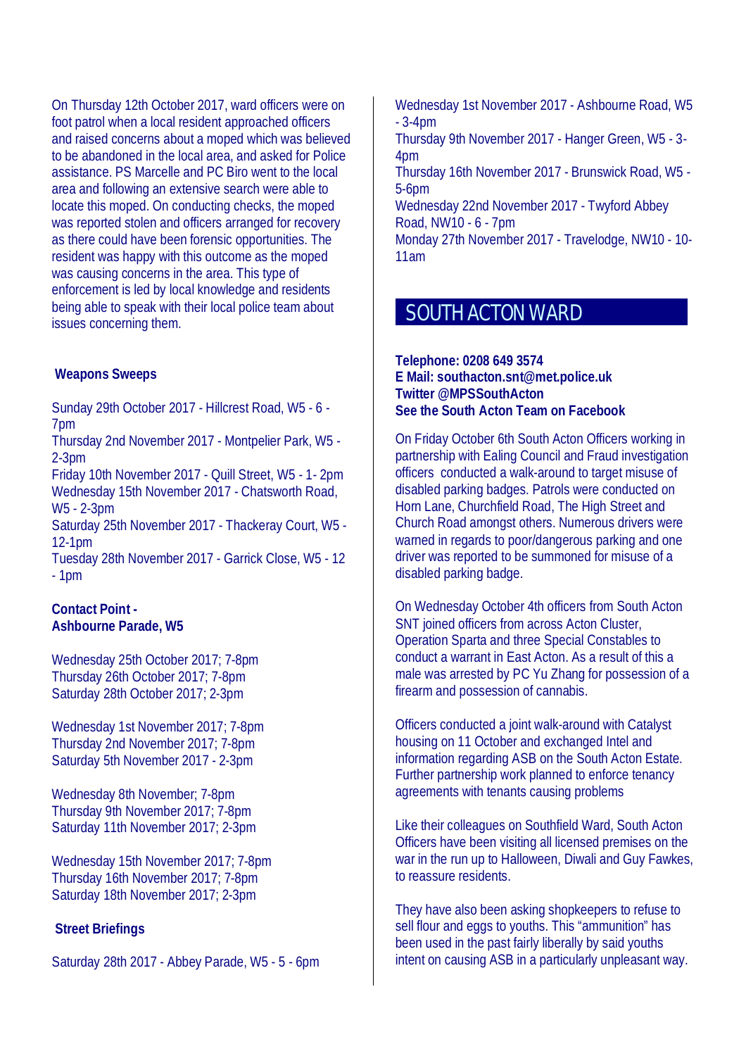On Thursday 12th October 2017, ward officers were on foot patrol when a local resident approached officers and raised concerns about a moped which was believed to be abandoned in the local area, and asked for Police assistance. PS Marcelle and PC Biro went to the local area and following an extensive search were able to locate this moped. On conducting checks, the moped was reported stolen and officers arranged for recovery as there could have been forensic opportunities. The resident was happy with this outcome as the moped was causing concerns in the area. This type of enforcement is led by local knowledge and residents being able to speak with their local police team about issues concerning them.

**Weapons Sweeps**

Sunday 29th October 2017 - Hillcrest Road, W5 - 6 - 7pm
Thursday 2nd November 2017 - Montpelier Park, W5 - 2-3pm
Friday 10th November 2017 - Quill Street, W5 - 1- 2pm
Wednesday 15th November 2017 - Chatsworth Road, W5 - 2-3pm
Saturday 25th November 2017 - Thackeray Court, W5 - 12-1pm
Tuesday 28th November 2017 - Garrick Close, W5 - 12 - 1pm

**Contact Point -**
**Ashbourne Parade, W5**

Wednesday 25th October 2017; 7-8pm
Thursday 26th October 2017; 7-8pm
Saturday 28th October 2017; 2-3pm

Wednesday 1st November 2017; 7-8pm
Thursday 2nd November 2017; 7-8pm
Saturday 5th November 2017 - 2-3pm

Wednesday 8th November; 7-8pm
Thursday 9th November 2017; 7-8pm
Saturday 11th November 2017; 2-3pm

Wednesday 15th November 2017; 7-8pm
Thursday 16th November 2017; 7-8pm
Saturday 18th November 2017; 2-3pm

**Street Briefings**

Saturday 28th 2017 - Abbey Parade, W5 - 5 - 6pm
Wednesday 1st November 2017 - Ashbourne Road, W5 - 3-4pm
Thursday 9th November 2017 - Hanger Green, W5 - 3-4pm
Thursday 16th November 2017 - Brunswick Road, W5 - 5-6pm
Wednesday 22nd November 2017 - Twyford Abbey Road, NW10 - 6 - 7pm
Monday 27th November 2017 - Travelodge, NW10 - 10-11am

## SOUTH ACTON WARD

**Telephone: 0208 649 3574**
**E Mail: southacton.snt@met.police.uk**
**Twitter @MPSSouthActon**
**See the South Acton Team on Facebook**

On Friday October 6th South Acton Officers working in partnership with Ealing Council and Fraud investigation officers conducted a walk-around to target misuse of disabled parking badges. Patrols were conducted on Horn Lane, Churchfield Road, The High Street and Church Road amongst others. Numerous drivers were warned in regards to poor/dangerous parking and one driver was reported to be summoned for misuse of a disabled parking badge.

On Wednesday October 4th officers from South Acton SNT joined officers from across Acton Cluster, Operation Sparta and three Special Constables to conduct a warrant in East Acton. As a result of this a male was arrested by PC Yu Zhang for possession of a firearm and possession of cannabis.

Officers conducted a joint walk-around with Catalyst housing on 11 October and exchanged Intel and information regarding ASB on the South Acton Estate. Further partnership work planned to enforce tenancy agreements with tenants causing problems

Like their colleagues on Southfield Ward, South Acton Officers have been visiting all licensed premises on the war in the run up to Halloween, Diwali and Guy Fawkes, to reassure residents.

They have also been asking shopkeepers to refuse to sell flour and eggs to youths. This “ammunition” has been used in the past fairly liberally by said youths intent on causing ASB in a particularly unpleasant way.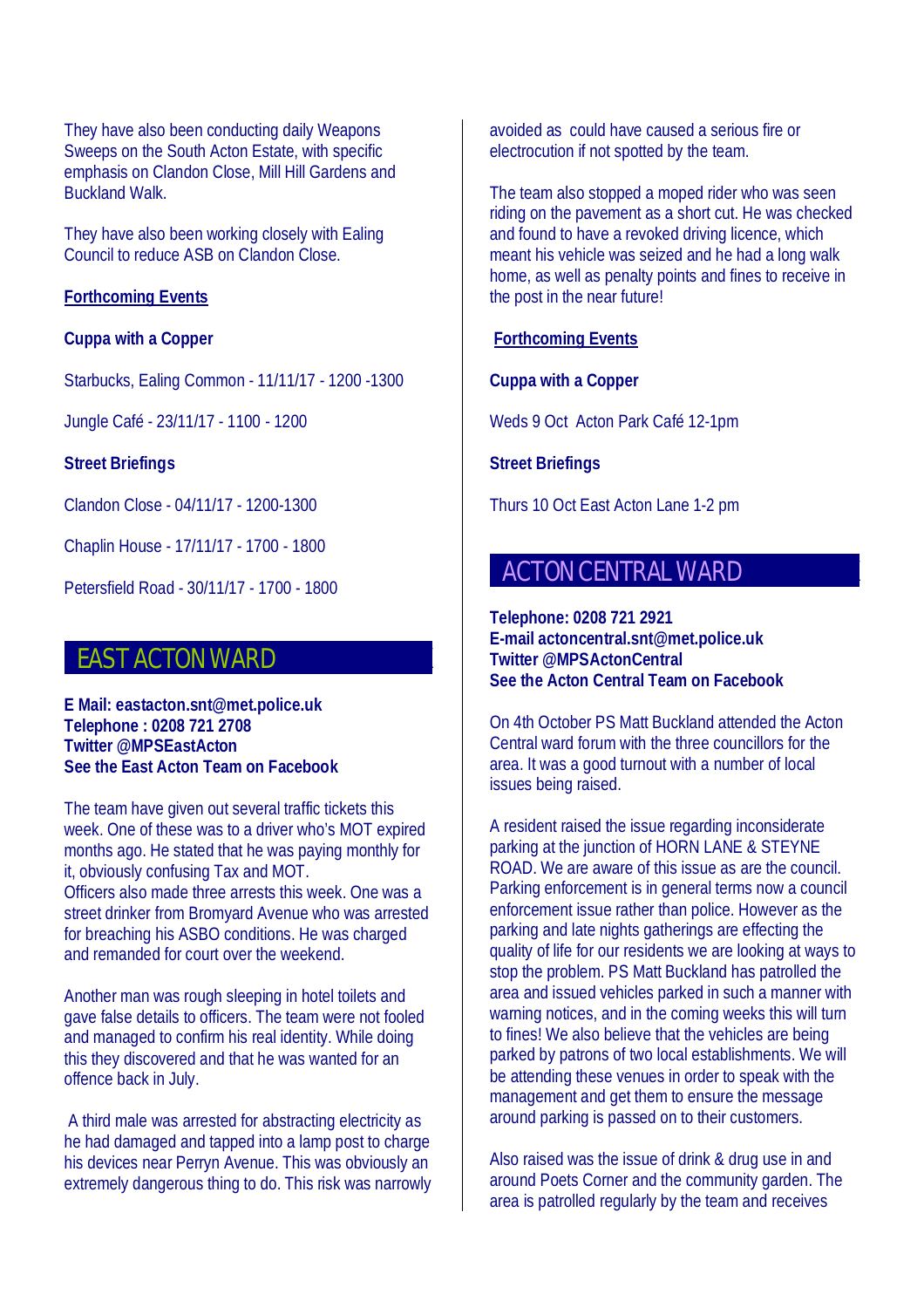They have also been conducting daily Weapons Sweeps on the South Acton Estate, with specific emphasis on Clandon Close, Mill Hill Gardens and Buckland Walk.

They have also been working closely with Ealing Council to reduce ASB on Clandon Close.

**Forthcoming Events**

**Cuppa with a Copper**

Starbucks, Ealing Common - 11/11/17 - 1200 -1300

Jungle Café - 23/11/17 - 1100 - 1200

**Street Briefings**

Clandon Close - 04/11/17 - 1200-1300

Chaplin House - 17/11/17 - 1700 - 1800

Petersfield Road - 30/11/17 - 1700 - 1800

## EAST ACTON WARD

**E Mail: eastacton.snt@met.police.uk**
**Telephone : 0208 721 2708**
**Twitter @MPSEastActon**
**See the East Acton Team on Facebook**

The team have given out several traffic tickets this week. One of these was to a driver who's MOT expired months ago. He stated that he was paying monthly for it, obviously confusing Tax and MOT.
Officers also made three arrests this week. One was a street drinker from Bromyard Avenue who was arrested for breaching his ASBO conditions. He was charged and remanded for court over the weekend.

Another man was rough sleeping in hotel toilets and gave false details to officers. The team were not fooled and managed to confirm his real identity. While doing this they discovered and that he was wanted for an offence back in July.

A third male was arrested for abstracting electricity as he had damaged and tapped into a lamp post to charge his devices near Perryn Avenue. This was obviously an extremely dangerous thing to do. This risk was narrowly avoided as could have caused a serious fire or electrocution if not spotted by the team.

The team also stopped a moped rider who was seen riding on the pavement as a short cut. He was checked and found to have a revoked driving licence, which meant his vehicle was seized and he had a long walk home, as well as penalty points and fines to receive in the post in the near future!

**Forthcoming Events**

**Cuppa with a Copper**

Weds 9 Oct Acton Park Café 12-1pm

**Street Briefings**

Thurs 10 Oct East Acton Lane 1-2 pm

## ACTON CENTRAL WARD

**Telephone: 0208 721 2921**
**E-mail actoncentral.snt@met.police.uk**
**Twitter @MPSActonCentral**
**See the Acton Central Team on Facebook**

On 4th October PS Matt Buckland attended the Acton Central ward forum with the three councillors for the area. It was a good turnout with a number of local issues being raised.

A resident raised the issue regarding inconsiderate parking at the junction of HORN LANE & STEYNE ROAD. We are aware of this issue as are the council. Parking enforcement is in general terms now a council enforcement issue rather than police. However as the parking and late nights gatherings are effecting the quality of life for our residents we are looking at ways to stop the problem. PS Matt Buckland has patrolled the area and issued vehicles parked in such a manner with warning notices, and in the coming weeks this will turn to fines! We also believe that the vehicles are being parked by patrons of two local establishments. We will be attending these venues in order to speak with the management and get them to ensure the message around parking is passed on to their customers.

Also raised was the issue of drink & drug use in and around Poets Corner and the community garden. The area is patrolled regularly by the team and receives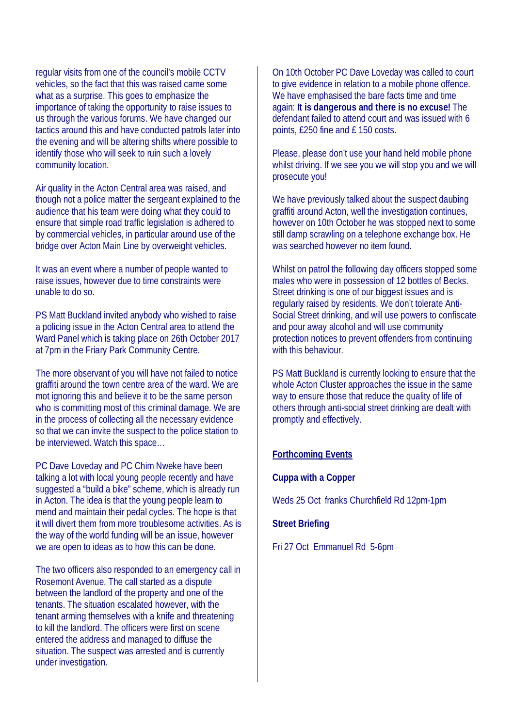regular visits from one of the council's mobile CCTV vehicles, so the fact that this was raised came some what as a surprise. This goes to emphasize the importance of taking the opportunity to raise issues to us through the various forums. We have changed our tactics around this and have conducted patrols later into the evening and will be altering shifts where possible to identify those who will seek to ruin such a lovely community location.

Air quality in the Acton Central area was raised, and though not a police matter the sergeant explained to the audience that his team were doing what they could to ensure that simple road traffic legislation is adhered to by commercial vehicles, in particular around use of the bridge over Acton Main Line by overweight vehicles.

It was an event where a number of people wanted to raise issues, however due to time constraints were unable to do so.

PS Matt Buckland invited anybody who wished to raise a policing issue in the Acton Central area to attend the Ward Panel which is taking place on 26th October 2017 at 7pm in the Friary Park Community Centre.

The more observant of you will have not failed to notice graffiti around the town centre area of the ward. We are mot ignoring this and believe it to be the same person who is committing most of this criminal damage. We are in the process of collecting all the necessary evidence so that we can invite the suspect to the police station to be interviewed. Watch this space…

PC Dave Loveday and PC Chim Nweke have been talking a lot with local young people recently and have suggested a "build a bike" scheme, which is already run in Acton. The idea is that the young people learn to mend and maintain their pedal cycles. The hope is that it will divert them from more troublesome activities. As is the way of the world funding will be an issue, however we are open to ideas as to how this can be done.

The two officers also responded to an emergency call in Rosemont Avenue. The call started as a dispute between the landlord of the property and one of the tenants. The situation escalated however, with the tenant arming themselves with a knife and threatening to kill the landlord. The officers were first on scene entered the address and managed to diffuse the situation. The suspect was arrested and is currently under investigation.

On 10th October PC Dave Loveday was called to court to give evidence in relation to a mobile phone offence. We have emphasised the bare facts time and time again: **It is dangerous and there is no excuse!** The defendant failed to attend court and was issued with 6 points, £250 fine and £ 150 costs.

Please, please don't use your hand held mobile phone whilst driving. If we see you we will stop you and we will prosecute you!

We have previously talked about the suspect daubing graffiti around Acton, well the investigation continues, however on 10th October he was stopped next to some still damp scrawling on a telephone exchange box. He was searched however no item found.

Whilst on patrol the following day officers stopped some males who were in possession of 12 bottles of Becks. Street drinking is one of our biggest issues and is regularly raised by residents. We don't tolerate Anti-Social Street drinking, and will use powers to confiscate and pour away alcohol and will use community protection notices to prevent offenders from continuing with this behaviour.

PS Matt Buckland is currently looking to ensure that the whole Acton Cluster approaches the issue in the same way to ensure those that reduce the quality of life of others through anti-social street drinking are dealt with promptly and effectively.

**<u>Forthcoming Events</u>**

**Cuppa with a Copper**

Weds 25 Oct franks Churchfield Rd 12pm-1pm

**Street Briefing**

Fri 27 Oct Emmanuel Rd 5-6pm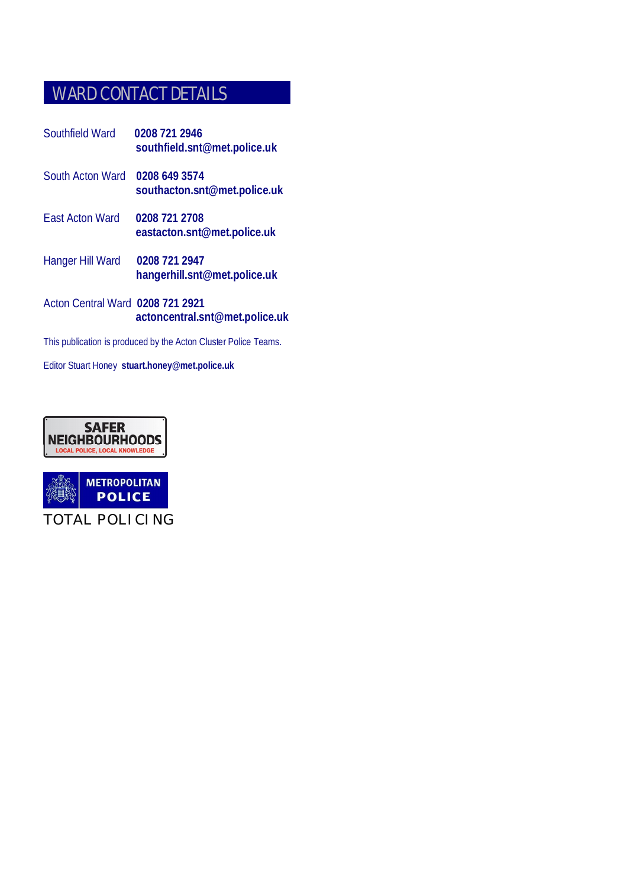## WARD CONTACT DETAILS

| | |
|---|---|
| Southfield Ward | **0208 721 2946**<br>**southfield.snt@met.police.uk** |
| South Acton Ward | **0208 649 3574**<br>**southacton.snt@met.police.uk** |
| East Acton Ward | **0208 721 2708**<br>**eastacton.snt@met.police.uk** |
| Hanger Hill Ward | **0208 721 2947**<br>**hangerhill.snt@met.police.uk** |
| Acton Central Ward | **0208 721 2921**<br>**actoncentral.snt@met.police.uk** |

This publication is produced by the Acton Cluster Police Teams.

Editor Stuart Honey **stuart.honey@met.police.uk**

SAFER NEIGHBOURHOODS
LOCAL POLICE, LOCAL KNOWLEDGE

METROPOLITAN POLICE
TOTAL POLICING